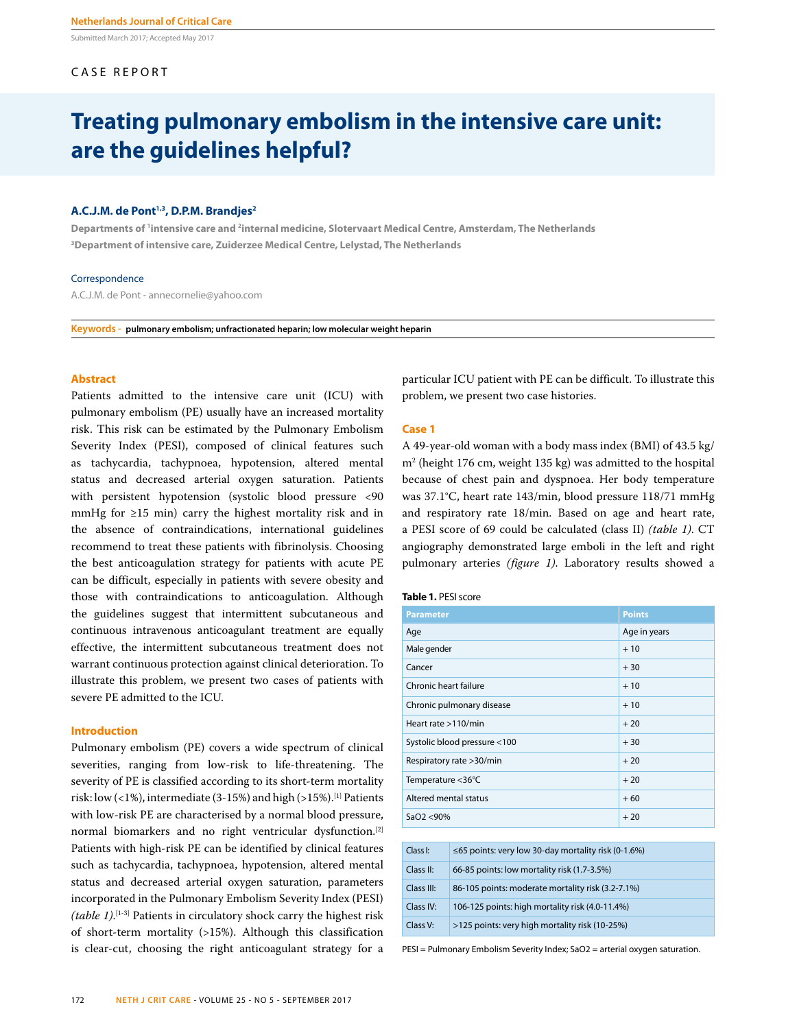Netherlands Journal of Critical Care

Submitted March 2017; Accepted May 2017

CASE REPORT

# Treating pulmonary embolism in the intensive care unit: are the guidelines helpful?

**A.C.J.M. de Pont[1,3], D.P.M. Brandjes[2]**

Departments of [1]intensive care and [2]internal medicine, Slotervaart Medical Centre, Amsterdam, The Netherlands
[3]Department of intensive care, Zuiderzee Medical Centre, Lelystad, The Netherlands

Correspondence

A.C.J.M. de Pont - annecornelie@yahoo.com

**Keywords** - pulmonary embolism; unfractionated heparin; low molecular weight heparin

## Abstract

Patients admitted to the intensive care unit (ICU) with pulmonary embolism (PE) usually have an increased mortality risk. This risk can be estimated by the Pulmonary Embolism Severity Index (PESI), composed of clinical features such as tachycardia, tachypnoea, hypotension, altered mental status and decreased arterial oxygen saturation. Patients with persistent hypotension (systolic blood pressure <90 mmHg for ≥15 min) carry the highest mortality risk and in the absence of contraindications, international guidelines recommend to treat these patients with fibrinolysis. Choosing the best anticoagulation strategy for patients with acute PE can be difficult, especially in patients with severe obesity and those with contraindications to anticoagulation. Although the guidelines suggest that intermittent subcutaneous and continuous intravenous anticoagulant treatment are equally effective, the intermittent subcutaneous treatment does not warrant continuous protection against clinical deterioration. To illustrate this problem, we present two cases of patients with severe PE admitted to the ICU.

## Introduction

Pulmonary embolism (PE) covers a wide spectrum of clinical severities, ranging from low-risk to life-threatening. The severity of PE is classified according to its short-term mortality risk: low (<1%), intermediate (3-15%) and high (>15%).[1] Patients with low-risk PE are characterised by a normal blood pressure, normal biomarkers and no right ventricular dysfunction.[2] Patients with high-risk PE can be identified by clinical features such as tachycardia, tachypnoea, hypotension, altered mental status and decreased arterial oxygen saturation, parameters incorporated in the Pulmonary Embolism Severity Index (PESI) *(table 1)*.[1-3] Patients in circulatory shock carry the highest risk of short-term mortality (>15%). Although this classification is clear-cut, choosing the right anticoagulant strategy for a particular ICU patient with PE can be difficult. To illustrate this problem, we present two case histories.

## Case 1

A 49-year-old woman with a body mass index (BMI) of 43.5 kg/m$^2$ (height 176 cm, weight 135 kg) was admitted to the hospital because of chest pain and dyspnoea. Her body temperature was 37.1°C, heart rate 143/min, blood pressure 118/71 mmHg and respiratory rate 18/min. Based on age and heart rate, a PESI score of 69 could be calculated (class II) *(table 1)*. CT angiography demonstrated large emboli in the left and right pulmonary arteries *(figure 1)*. Laboratory results showed a

**Table 1.** PESI score

| Parameter | Points |
|---|---|
| Age | Age in years |
| Male gender | + 10 |
| Cancer | + 30 |
| Chronic heart failure | + 10 |
| Chronic pulmonary disease | + 10 |
| Heart rate >110/min | + 20 |
| Systolic blood pressure <100 | + 30 |
| Respiratory rate >30/min | + 20 |
| Temperature <36°C | + 20 |
| Altered mental status | + 60 |
| SaO2 <90% | + 20 |

| | |
|---|---|
| Class I: | ≤65 points: very low 30-day mortality risk (0-1.6%) |
| Class II: | 66-85 points: low mortality risk (1.7-3.5%) |
| Class III: | 86-105 points: moderate mortality risk (3.2-7.1%) |
| Class IV: | 106-125 points: high mortality risk (4.0-11.4%) |
| Class V: | >125 points: very high mortality risk (10-25%) |

PESI = Pulmonary Embolism Severity Index; SaO2 = arterial oxygen saturation.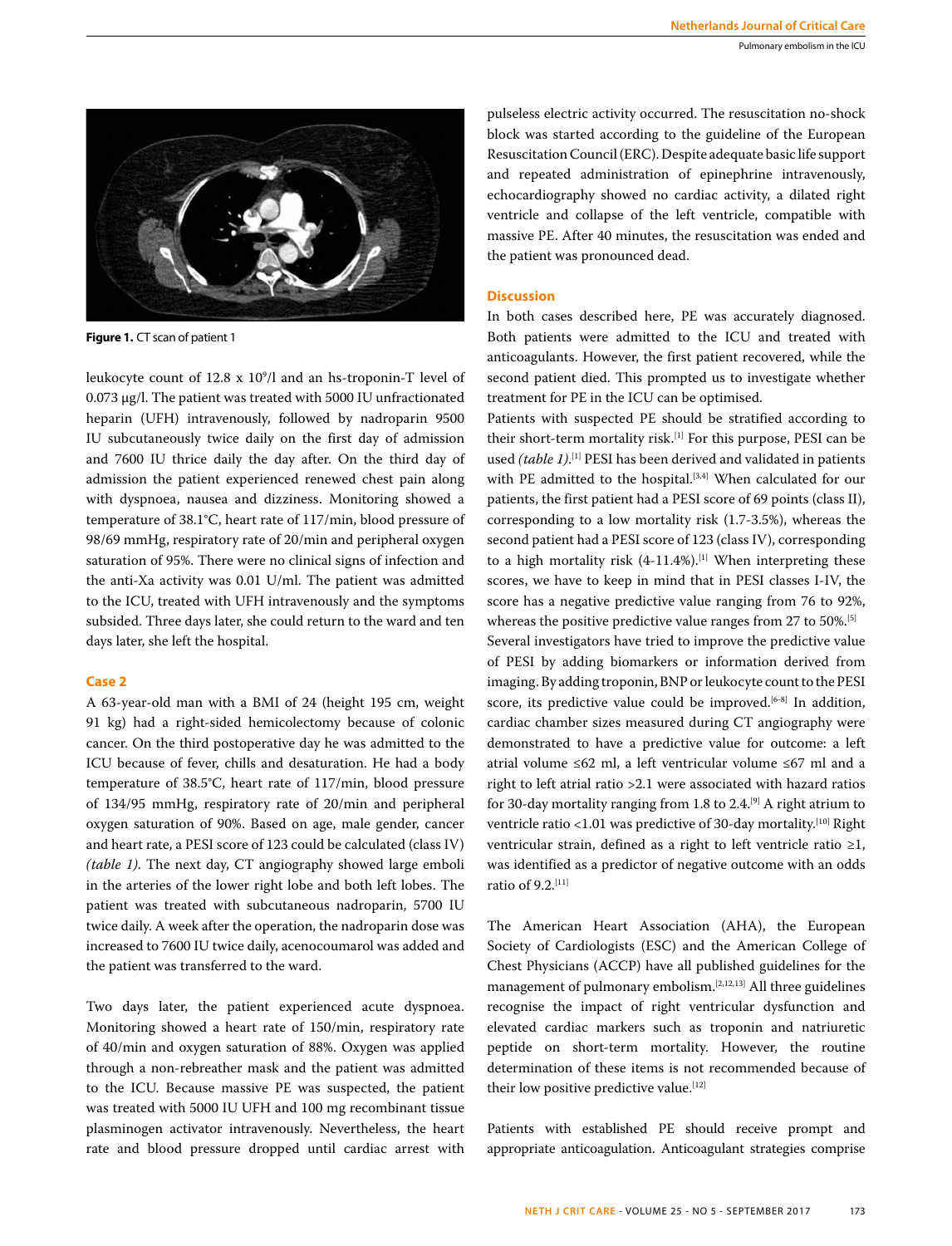Figure 1. CT scan of patient 1

leukocyte count of 12.8 x $10^9$/l and an hs-troponin-T level of 0.073 μg/l. The patient was treated with 5000 IU unfractionated heparin (UFH) intravenously, followed by nadroparin 9500 IU subcutaneously twice daily on the first day of admission and 7600 IU thrice daily the day after. On the third day of admission the patient experienced renewed chest pain along with dyspnoea, nausea and dizziness. Monitoring showed a temperature of 38.1°C, heart rate of 117/min, blood pressure of 98/69 mmHg, respiratory rate of 20/min and peripheral oxygen saturation of 95%. There were no clinical signs of infection and the anti-Xa activity was 0.01 U/ml. The patient was admitted to the ICU, treated with UFH intravenously and the symptoms subsided. Three days later, she could return to the ward and ten days later, she left the hospital.

### Case 2

A 63-year-old man with a BMI of 24 (height 195 cm, weight 91 kg) had a right-sided hemicolectomy because of colonic cancer. On the third postoperative day he was admitted to the ICU because of fever, chills and desaturation. He had a body temperature of 38.5°C, heart rate of 117/min, blood pressure of 134/95 mmHg, respiratory rate of 20/min and peripheral oxygen saturation of 90%. Based on age, male gender, cancer and heart rate, a PESI score of 123 could be calculated (class IV) *(table 1)*. The next day, CT angiography showed large emboli in the arteries of the lower right lobe and both left lobes. The patient was treated with subcutaneous nadroparin, 5700 IU twice daily. A week after the operation, the nadroparin dose was increased to 7600 IU twice daily, acenocoumarol was added and the patient was transferred to the ward.

Two days later, the patient experienced acute dyspnoea. Monitoring showed a heart rate of 150/min, respiratory rate of 40/min and oxygen saturation of 88%. Oxygen was applied through a non-rebreather mask and the patient was admitted to the ICU. Because massive PE was suspected, the patient was treated with 5000 IU UFH and 100 mg recombinant tissue plasminogen activator intravenously. Nevertheless, the heart rate and blood pressure dropped until cardiac arrest with pulseless electric activity occurred. The resuscitation no-shock block was started according to the guideline of the European Resuscitation Council (ERC). Despite adequate basic life support and repeated administration of epinephrine intravenously, echocardiography showed no cardiac activity, a dilated right ventricle and collapse of the left ventricle, compatible with massive PE. After 40 minutes, the resuscitation was ended and the patient was pronounced dead.

### Discussion

In both cases described here, PE was accurately diagnosed. Both patients were admitted to the ICU and treated with anticoagulants. However, the first patient recovered, while the second patient died. This prompted us to investigate whether treatment for PE in the ICU can be optimised.

Patients with suspected PE should be stratified according to their short-term mortality risk.[1] For this purpose, PESI can be used *(table 1)*.[1] PESI has been derived and validated in patients with PE admitted to the hospital.[3,4] When calculated for our patients, the first patient had a PESI score of 69 points (class II), corresponding to a low mortality risk (1.7-3.5%), whereas the second patient had a PESI score of 123 (class IV), corresponding to a high mortality risk (4-11.4%).[1] When interpreting these scores, we have to keep in mind that in PESI classes I-IV, the score has a negative predictive value ranging from 76 to 92%, whereas the positive predictive value ranges from 27 to 50%.[5]

Several investigators have tried to improve the predictive value of PESI by adding biomarkers or information derived from imaging. By adding troponin, BNP or leukocyte count to the PESI score, its predictive value could be improved.[6-8] In addition, cardiac chamber sizes measured during CT angiography were demonstrated to have a predictive value for outcome: a left atrial volume ≤62 ml, a left ventricular volume ≤67 ml and a right to left atrial ratio >2.1 were associated with hazard ratios for 30-day mortality ranging from 1.8 to 2.4.[9] A right atrium to ventricle ratio <1.01 was predictive of 30-day mortality.[10] Right ventricular strain, defined as a right to left ventricle ratio ≥1, was identified as a predictor of negative outcome with an odds ratio of 9.2.[11]

The American Heart Association (AHA), the European Society of Cardiologists (ESC) and the American College of Chest Physicians (ACCP) have all published guidelines for the management of pulmonary embolism.[2,12,13] All three guidelines recognise the impact of right ventricular dysfunction and elevated cardiac markers such as troponin and natriuretic peptide on short-term mortality. However, the routine determination of these items is not recommended because of their low positive predictive value.[12]

Patients with established PE should receive prompt and appropriate anticoagulation. Anticoagulant strategies comprise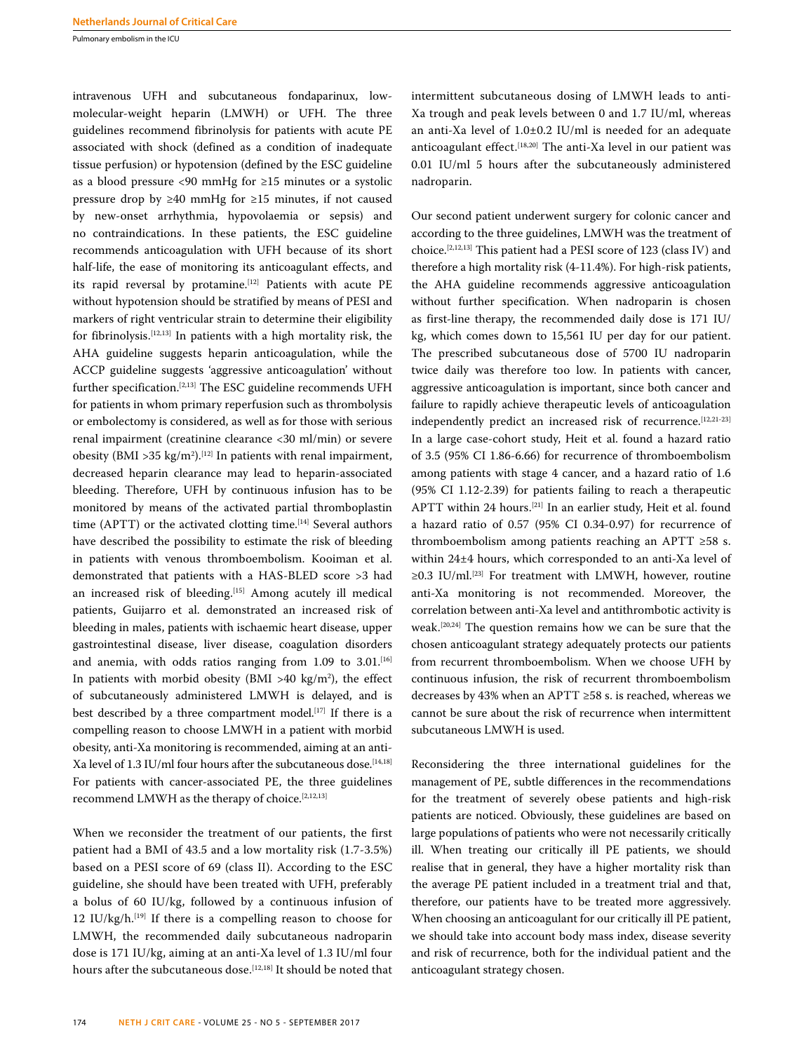intravenous UFH and subcutaneous fondaparinux, low-molecular-weight heparin (LMWH) or UFH. The three guidelines recommend fibrinolysis for patients with acute PE associated with shock (defined as a condition of inadequate tissue perfusion) or hypotension (defined by the ESC guideline as a blood pressure <90 mmHg for ≥15 minutes or a systolic pressure drop by ≥40 mmHg for ≥15 minutes, if not caused by new-onset arrhythmia, hypovolaemia or sepsis) and no contraindications. In these patients, the ESC guideline recommends anticoagulation with UFH because of its short half-life, the ease of monitoring its anticoagulant effects, and its rapid reversal by protamine.[12] Patients with acute PE without hypotension should be stratified by means of PESI and markers of right ventricular strain to determine their eligibility for fibrinolysis.[12,13] In patients with a high mortality risk, the AHA guideline suggests heparin anticoagulation, while the ACCP guideline suggests 'aggressive anticoagulation' without further specification.[2,13] The ESC guideline recommends UFH for patients in whom primary reperfusion such as thrombolysis or embolectomy is considered, as well as for those with serious renal impairment (creatinine clearance <30 ml/min) or severe obesity (BMI >35 kg/m$^2$).[12] In patients with renal impairment, decreased heparin clearance may lead to heparin-associated bleeding. Therefore, UFH by continuous infusion has to be monitored by means of the activated partial thromboplastin time (APTT) or the activated clotting time.[14] Several authors have described the possibility to estimate the risk of bleeding in patients with venous thromboembolism. Kooiman et al. demonstrated that patients with a HAS-BLED score >3 had an increased risk of bleeding.[15] Among acutely ill medical patients, Guijarro et al. demonstrated an increased risk of bleeding in males, patients with ischaemic heart disease, upper gastrointestinal disease, liver disease, coagulation disorders and anemia, with odds ratios ranging from 1.09 to 3.01.[16] In patients with morbid obesity (BMI >40 kg/m$^2$), the effect of subcutaneously administered LMWH is delayed, and is best described by a three compartment model.[17] If there is a compelling reason to choose LMWH in a patient with morbid obesity, anti-Xa monitoring is recommended, aiming at an anti-Xa level of 1.3 IU/ml four hours after the subcutaneous dose.[14,18] For patients with cancer-associated PE, the three guidelines recommend LMWH as the therapy of choice.[2,12,13]

When we reconsider the treatment of our patients, the first patient had a BMI of 43.5 and a low mortality risk (1.7-3.5%) based on a PESI score of 69 (class II). According to the ESC guideline, she should have been treated with UFH, preferably a bolus of 60 IU/kg, followed by a continuous infusion of 12 IU/kg/h.[19] If there is a compelling reason to choose for LMWH, the recommended daily subcutaneous nadroparin dose is 171 IU/kg, aiming at an anti-Xa level of 1.3 IU/ml four hours after the subcutaneous dose.[12,18] It should be noted that intermittent subcutaneous dosing of LMWH leads to anti-Xa trough and peak levels between 0 and 1.7 IU/ml, whereas an anti-Xa level of 1.0±0.2 IU/ml is needed for an adequate anticoagulant effect.[18,20] The anti-Xa level in our patient was 0.01 IU/ml 5 hours after the subcutaneously administered nadroparin.

Our second patient underwent surgery for colonic cancer and according to the three guidelines, LMWH was the treatment of choice.[2,12,13] This patient had a PESI score of 123 (class IV) and therefore a high mortality risk (4-11.4%). For high-risk patients, the AHA guideline recommends aggressive anticoagulation without further specification. When nadroparin is chosen as first-line therapy, the recommended daily dose is 171 IU/kg, which comes down to 15,561 IU per day for our patient. The prescribed subcutaneous dose of 5700 IU nadroparin twice daily was therefore too low. In patients with cancer, aggressive anticoagulation is important, since both cancer and failure to rapidly achieve therapeutic levels of anticoagulation independently predict an increased risk of recurrence.[12,21-23] In a large case-cohort study, Heit et al. found a hazard ratio of 3.5 (95% CI 1.86-6.66) for recurrence of thromboembolism among patients with stage 4 cancer, and a hazard ratio of 1.6 (95% CI 1.12-2.39) for patients failing to reach a therapeutic APTT within 24 hours.[21] In an earlier study, Heit et al. found a hazard ratio of 0.57 (95% CI 0.34-0.97) for recurrence of thromboembolism among patients reaching an APTT ≥58 s. within 24±4 hours, which corresponded to an anti-Xa level of ≥0.3 IU/ml.[23] For treatment with LMWH, however, routine anti-Xa monitoring is not recommended. Moreover, the correlation between anti-Xa level and antithrombotic activity is weak.[20,24] The question remains how we can be sure that the chosen anticoagulant strategy adequately protects our patients from recurrent thromboembolism. When we choose UFH by continuous infusion, the risk of recurrent thromboembolism decreases by 43% when an APTT ≥58 s. is reached, whereas we cannot be sure about the risk of recurrence when intermittent subcutaneous LMWH is used.

Reconsidering the three international guidelines for the management of PE, subtle differences in the recommendations for the treatment of severely obese patients and high-risk patients are noticed. Obviously, these guidelines are based on large populations of patients who were not necessarily critically ill. When treating our critically ill PE patients, we should realise that in general, they have a higher mortality risk than the average PE patient included in a treatment trial and that, therefore, our patients have to be treated more aggressively. When choosing an anticoagulant for our critically ill PE patient, we should take into account body mass index, disease severity and risk of recurrence, both for the individual patient and the anticoagulant strategy chosen.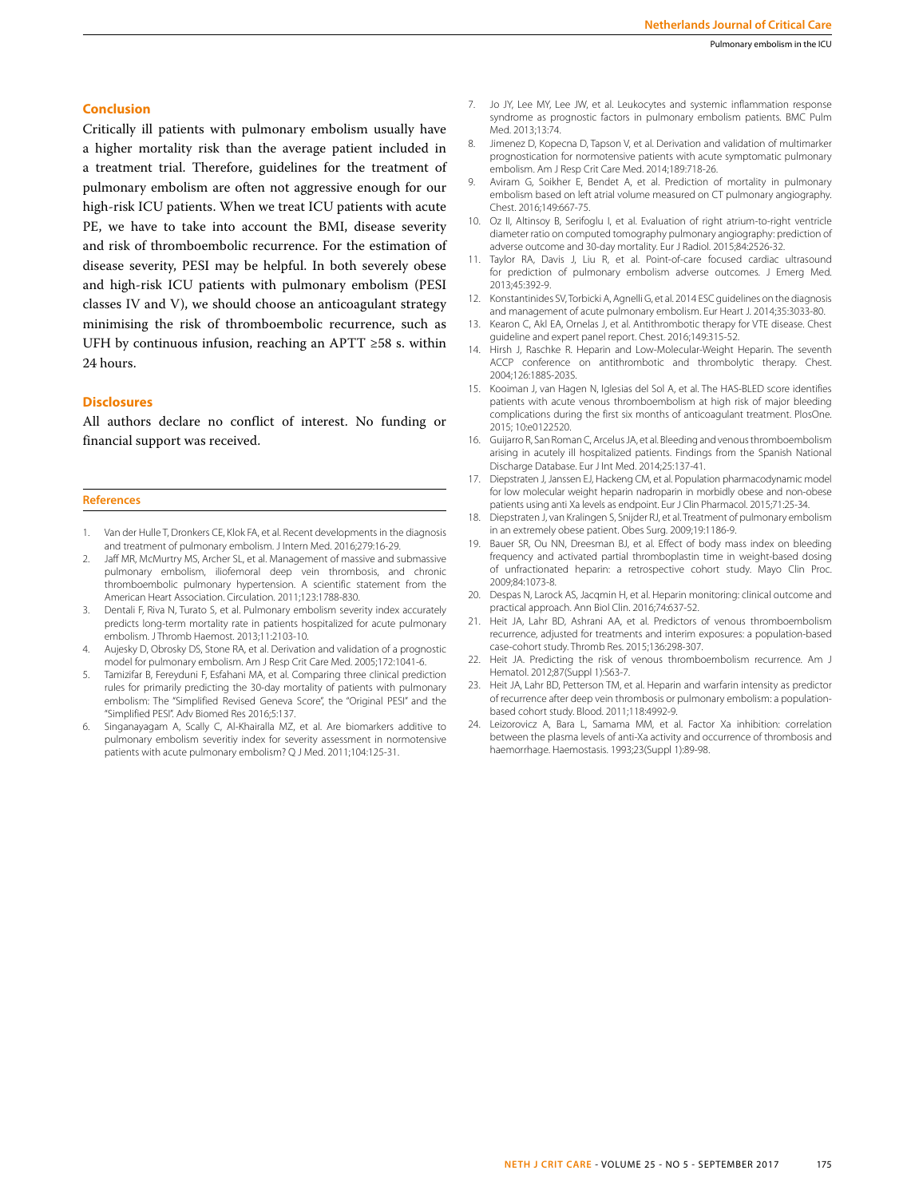## Conclusion

Critically ill patients with pulmonary embolism usually have a higher mortality risk than the average patient included in a treatment trial. Therefore, guidelines for the treatment of pulmonary embolism are often not aggressive enough for our high-risk ICU patients. When we treat ICU patients with acute PE, we have to take into account the BMI, disease severity and risk of thromboembolic recurrence. For the estimation of disease severity, PESI may be helpful. In both severely obese and high-risk ICU patients with pulmonary embolism (PESI classes IV and V), we should choose an anticoagulant strategy minimising the risk of thromboembolic recurrence, such as UFH by continuous infusion, reaching an APTT ≥58 s. within 24 hours.

## Disclosures

All authors declare no conflict of interest. No funding or financial support was received.

## References

1. Van der Hulle T, Dronkers CE, Klok FA, et al. Recent developments in the diagnosis and treatment of pulmonary embolism. J Intern Med. 2016;279:16-29.
2. Jaff MR, McMurtry MS, Archer SL, et al. Management of massive and submassive pulmonary embolism, iliofemoral deep vein thrombosis, and chronic thromboembolic pulmonary hypertension. A scientific statement from the American Heart Association. Circulation. 2011;123:1788-830.
3. Dentali F, Riva N, Turato S, et al. Pulmonary embolism severity index accurately predicts long-term mortality rate in patients hospitalized for acute pulmonary embolism. J Thromb Haemost. 2013;11:2103-10.
4. Aujesky D, Obrosky DS, Stone RA, et al. Derivation and validation of a prognostic model for pulmonary embolism. Am J Resp Crit Care Med. 2005;172:1041-6.
5. Tamizifar B, Fereyduni F, Esfahani MA, et al. Comparing three clinical prediction rules for primarily predicting the 30-day mortality of patients with pulmonary embolism: The "Simplified Revised Geneva Score", the "Original PESI" and the "Simplified PESI". Adv Biomed Res 2016;5:137.
6. Singanayagam A, Scally C, Al-Khairalla MZ, et al. Are biomarkers additive to pulmonary embolism severitiy index for severity assessment in normotensive patients with acute pulmonary embolism? Q J Med. 2011;104:125-31.
7. Jo JY, Lee MY, Lee JW, et al. Leukocytes and systemic inflammation response syndrome as prognostic factors in pulmonary embolism patients. BMC Pulm Med. 2013;13:74.
8. Jimenez D, Kopecna D, Tapson V, et al. Derivation and validation of multimarker prognostication for normotensive patients with acute symptomatic pulmonary embolism. Am J Resp Crit Care Med. 2014;189:718-26.
9. Aviram G, Soikher E, Bendet A, et al. Prediction of mortality in pulmonary embolism based on left atrial volume measured on CT pulmonary angiography. Chest. 2016;149:667-75.
10. Oz II, Altinsoy B, Serifoglu I, et al. Evaluation of right atrium-to-right ventricle diameter ratio on computed tomography pulmonary angiography: prediction of adverse outcome and 30-day mortality. Eur J Radiol. 2015;84:2526-32.
11. Taylor RA, Davis J, Liu R, et al. Point-of-care focused cardiac ultrasound for prediction of pulmonary embolism adverse outcomes. J Emerg Med. 2013;45:392-9.
12. Konstantinides SV, Torbicki A, Agnelli G, et al. 2014 ESC guidelines on the diagnosis and management of acute pulmonary embolism. Eur Heart J. 2014;35:3033-80.
13. Kearon C, Akl EA, Ornelas J, et al. Antithrombotic therapy for VTE disease. Chest guideline and expert panel report. Chest. 2016;149:315-52.
14. Hirsh J, Raschke R. Heparin and Low-Molecular-Weight Heparin. The seventh ACCP conference on antithrombotic and thrombolytic therapy. Chest. 2004;126:188S-203S.
15. Kooiman J, van Hagen N, Iglesias del Sol A, et al. The HAS-BLED score identifies patients with acute venous thromboembolism at high risk of major bleeding complications during the first six months of anticoagulant treatment. PlosOne. 2015; 10:e0122520.
16. Guijarro R, San Roman C, Arcelus JA, et al. Bleeding and venous thromboembolism arising in acutely ill hospitalized patients. Findings from the Spanish National Discharge Database. Eur J Int Med. 2014;25:137-41.
17. Diepstraten J, Janssen EJ, Hackeng CM, et al. Population pharmacodynamic model for low molecular weight heparin nadroparin in morbidly obese and non-obese patients using anti Xa levels as endpoint. Eur J Clin Pharmacol. 2015;71:25-34.
18. Diepstraten J, van Kralingen S, Snijder RJ, et al. Treatment of pulmonary embolism in an extremely obese patient. Obes Surg. 2009;19:1186-9.
19. Bauer SR, Ou NN, Dreesman BJ, et al. Effect of body mass index on bleeding frequency and activated partial thromboplastin time in weight-based dosing of unfractionated heparin: a retrospective cohort study. Mayo Clin Proc. 2009;84:1073-8.
20. Despas N, Larock AS, Jacqmin H, et al. Heparin monitoring: clinical outcome and practical approach. Ann Biol Clin. 2016;74:637-52.
21. Heit JA, Lahr BD, Ashrani AA, et al. Predictors of venous thromboembolism recurrence, adjusted for treatments and interim exposures: a population-based case-cohort study. Thromb Res. 2015;136:298-307.
22. Heit JA. Predicting the risk of venous thromboembolism recurrence. Am J Hematol. 2012;87(Suppl 1):S63-7.
23. Heit JA, Lahr BD, Petterson TM, et al. Heparin and warfarin intensity as predictor of recurrence after deep vein thrombosis or pulmonary embolism: a population-based cohort study. Blood. 2011;118:4992-9.
24. Leizorovicz A, Bara L, Samama MM, et al. Factor Xa inhibition: correlation between the plasma levels of anti-Xa activity and occurrence of thrombosis and haemorrhage. Haemostasis. 1993;23(Suppl 1):89-98.